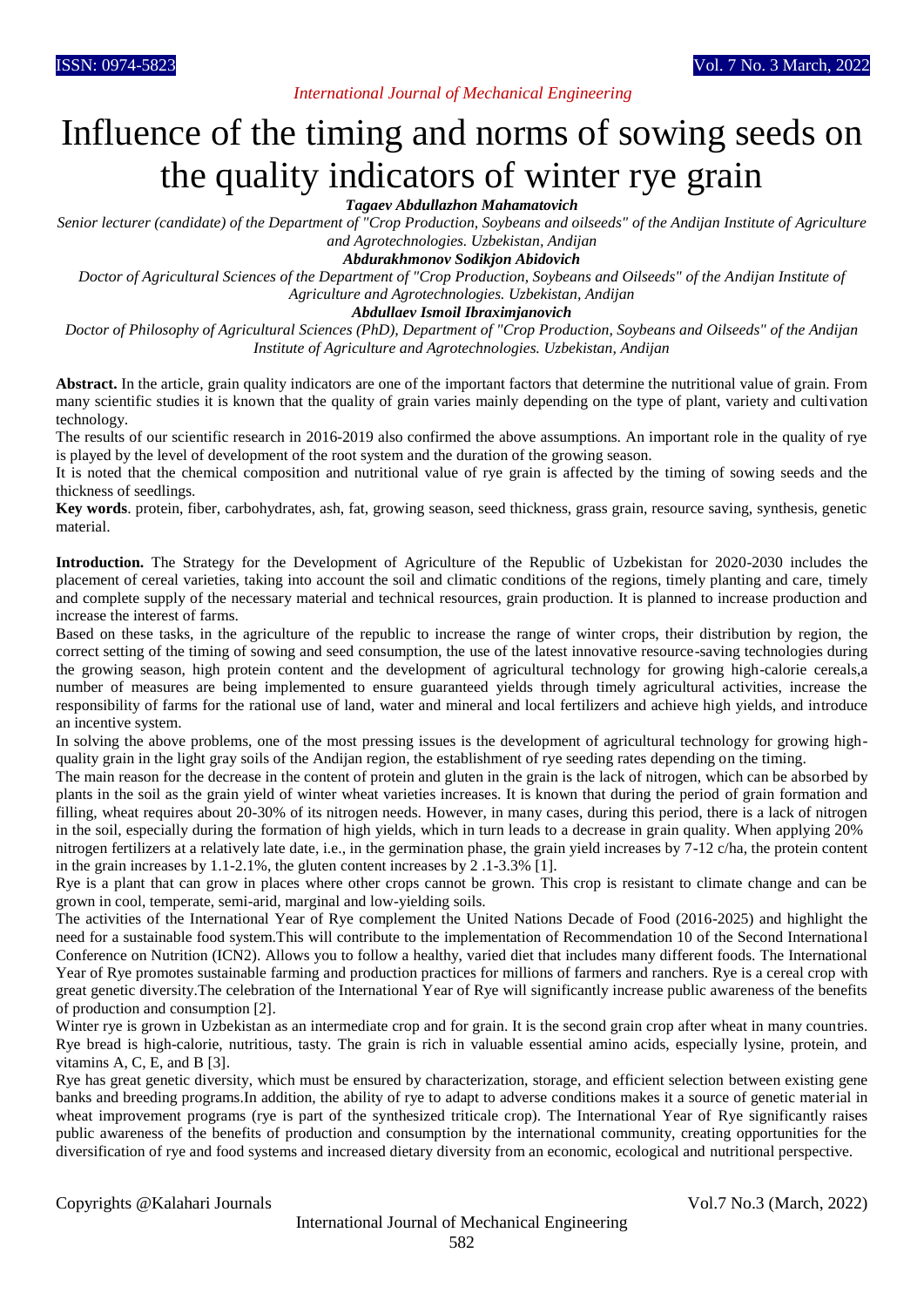# Influence of the timing and norms of sowing seeds on the quality indicators of winter rye grain

***Tagaev Abdullazhon Mahamatovich***

*Senior lecturer (candidate) of the Department of "Crop Production, Soybeans and oilseeds" of the Andijan Institute of Agriculture and Agrotechnologies. Uzbekistan, Andijan*

***Abdurakhmonov Sodikjon Abidovich***

*Doctor of Agricultural Sciences of the Department of "Crop Production, Soybeans and Oilseeds" of the Andijan Institute of Agriculture and Agrotechnologies. Uzbekistan, Andijan*

***Abdullaev Ismoil Ibraximjanovich***

*Doctor of Philosophy of Agricultural Sciences (PhD), Department of "Crop Production, Soybeans and Oilseeds" of the Andijan Institute of Agriculture and Agrotechnologies. Uzbekistan, Andijan*

**Abstract.** In the article, grain quality indicators are one of the important factors that determine the nutritional value of grain. From many scientific studies it is known that the quality of grain varies mainly depending on the type of plant, variety and cultivation technology.

The results of our scientific research in 2016-2019 also confirmed the above assumptions. An important role in the quality of rye is played by the level of development of the root system and the duration of the growing season.

It is noted that the chemical composition and nutritional value of rye grain is affected by the timing of sowing seeds and the thickness of seedlings.

**Key words**. protein, fiber, carbohydrates, ash, fat, growing season, seed thickness, grass grain, resource saving, synthesis, genetic material.

**Introduction.** The Strategy for the Development of Agriculture of the Republic of Uzbekistan for 2020-2030 includes the placement of cereal varieties, taking into account the soil and climatic conditions of the regions, timely planting and care, timely and complete supply of the necessary material and technical resources, grain production. It is planned to increase production and increase the interest of farms.

Based on these tasks, in the agriculture of the republic to increase the range of winter crops, their distribution by region, the correct setting of the timing of sowing and seed consumption, the use of the latest innovative resource-saving technologies during the growing season, high protein content and the development of agricultural technology for growing high-calorie cereals,a number of measures are being implemented to ensure guaranteed yields through timely agricultural activities, increase the responsibility of farms for the rational use of land, water and mineral and local fertilizers and achieve high yields, and introduce an incentive system.

In solving the above problems, one of the most pressing issues is the development of agricultural technology for growing high-quality grain in the light gray soils of the Andijan region, the establishment of rye seeding rates depending on the timing.

The main reason for the decrease in the content of protein and gluten in the grain is the lack of nitrogen, which can be absorbed by plants in the soil as the grain yield of winter wheat varieties increases. It is known that during the period of grain formation and filling, wheat requires about 20-30% of its nitrogen needs. However, in many cases, during this period, there is a lack of nitrogen in the soil, especially during the formation of high yields, which in turn leads to a decrease in grain quality. When applying 20% nitrogen fertilizers at a relatively late date, i.e., in the germination phase, the grain yield increases by 7-12 c/ha, the protein content in the grain increases by 1.1-2.1%, the gluten content increases by 2 .1-3.3% [1].

Rye is a plant that can grow in places where other crops cannot be grown. This crop is resistant to climate change and can be grown in cool, temperate, semi-arid, marginal and low-yielding soils.

The activities of the International Year of Rye complement the United Nations Decade of Food (2016-2025) and highlight the need for a sustainable food system.This will contribute to the implementation of Recommendation 10 of the Second International Conference on Nutrition (ICN2). Allows you to follow a healthy, varied diet that includes many different foods. The International Year of Rye promotes sustainable farming and production practices for millions of farmers and ranchers. Rye is a cereal crop with great genetic diversity.The celebration of the International Year of Rye will significantly increase public awareness of the benefits of production and consumption [2].

Winter rye is grown in Uzbekistan as an intermediate crop and for grain. It is the second grain crop after wheat in many countries. Rye bread is high-calorie, nutritious, tasty. The grain is rich in valuable essential amino acids, especially lysine, protein, and vitamins A, C, E, and B [3].

Rye has great genetic diversity, which must be ensured by characterization, storage, and efficient selection between existing gene banks and breeding programs.In addition, the ability of rye to adapt to adverse conditions makes it a source of genetic material in wheat improvement programs (rye is part of the synthesized triticale crop). The International Year of Rye significantly raises public awareness of the benefits of production and consumption by the international community, creating opportunities for the diversification of rye and food systems and increased dietary diversity from an economic, ecological and nutritional perspective.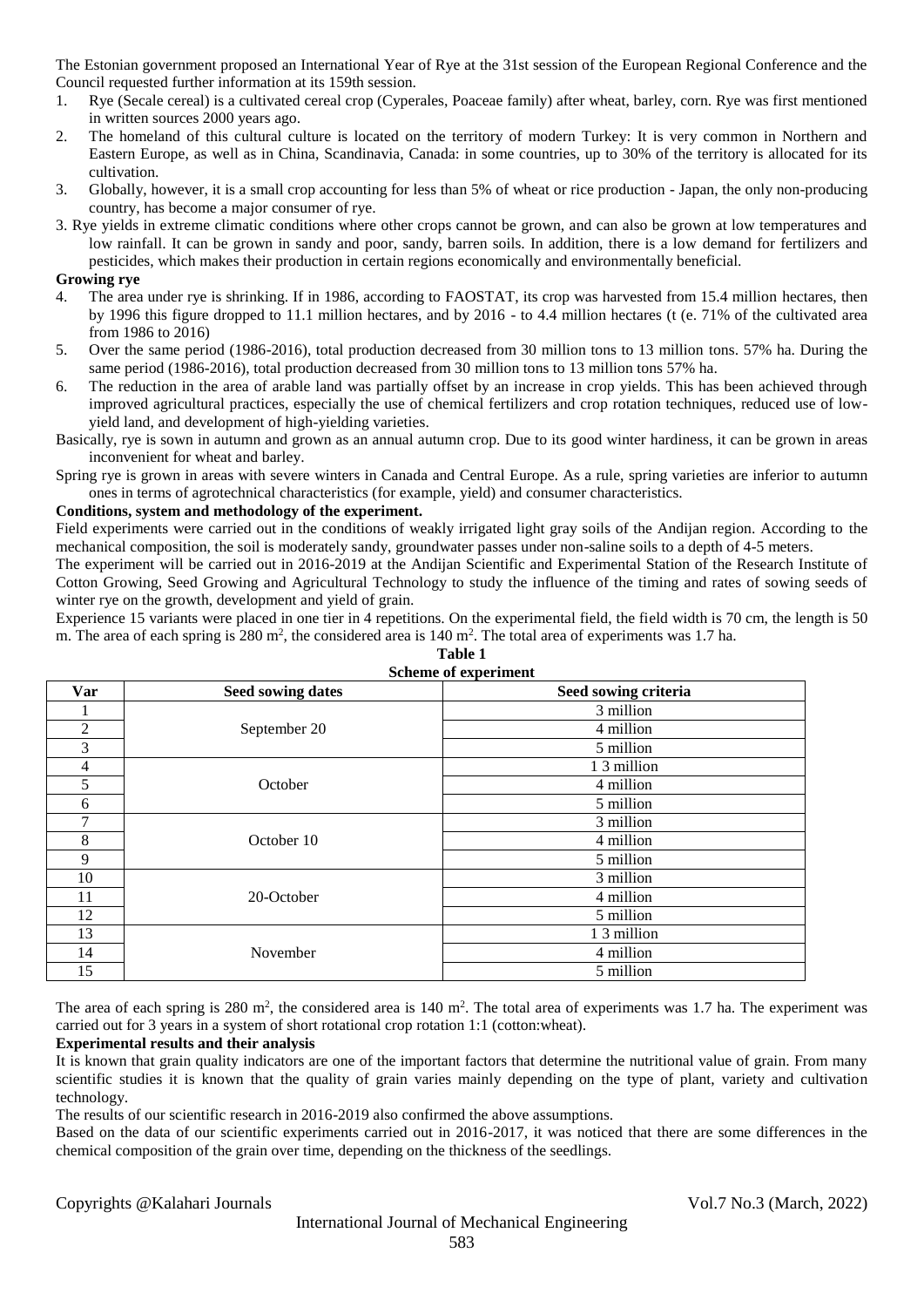The Estonian government proposed an International Year of Rye at the 31st session of the European Regional Conference and the Council requested further information at its 159th session.

1. Rye (Secale cereal) is a cultivated cereal crop (Cyperales, Poaceae family) after wheat, barley, corn. Rye was first mentioned in written sources 2000 years ago.
2. The homeland of this cultural culture is located on the territory of modern Turkey: It is very common in Northern and Eastern Europe, as well as in China, Scandinavia, Canada: in some countries, up to 30% of the territory is allocated for its cultivation.
3. Globally, however, it is a small crop accounting for less than 5% of wheat or rice production - Japan, the only non-producing country, has become a major consumer of rye.

3. Rye yields in extreme climatic conditions where other crops cannot be grown, and can also be grown at low temperatures and low rainfall. It can be grown in sandy and poor, sandy, barren soils. In addition, there is a low demand for fertilizers and pesticides, which makes their production in certain regions economically and environmentally beneficial.

**Growing rye**

4. The area under rye is shrinking. If in 1986, according to FAOSTAT, its crop was harvested from 15.4 million hectares, then by 1996 this figure dropped to 11.1 million hectares, and by 2016 - to 4.4 million hectares (t (e. 71% of the cultivated area from 1986 to 2016)
5. Over the same period (1986-2016), total production decreased from 30 million tons to 13 million tons. 57% ha. During the same period (1986-2016), total production decreased from 30 million tons to 13 million tons 57% ha.
6. The reduction in the area of arable land was partially offset by an increase in crop yields. This has been achieved through improved agricultural practices, especially the use of chemical fertilizers and crop rotation techniques, reduced use of low-yield land, and development of high-yielding varieties.

Basically, rye is sown in autumn and grown as an annual autumn crop. Due to its good winter hardiness, it can be grown in areas inconvenient for wheat and barley.

Spring rye is grown in areas with severe winters in Canada and Central Europe. As a rule, spring varieties are inferior to autumn ones in terms of agrotechnical characteristics (for example, yield) and consumer characteristics.

**Conditions, system and methodology of the experiment.**

Field experiments were carried out in the conditions of weakly irrigated light gray soils of the Andijan region. According to the mechanical composition, the soil is moderately sandy, groundwater passes under non-saline soils to a depth of 4-5 meters.

The experiment will be carried out in 2016-2019 at the Andijan Scientific and Experimental Station of the Research Institute of Cotton Growing, Seed Growing and Agricultural Technology to study the influence of the timing and rates of sowing seeds of winter rye on the growth, development and yield of grain.

Experience 15 variants were placed in one tier in 4 repetitions. On the experimental field, the field width is 70 cm, the length is 50 m. The area of each spring is 280 m$^2$, the considered area is 140 m$^2$. The total area of experiments was 1.7 ha.

**Table 1**

**Scheme of experiment**

| Var | Seed sowing dates | Seed sowing criteria |
|---|---|---|
| 1 | September 20 | 3 million |
| 2 | | 4 million |
| 3 | | 5 million |
| 4 | October | 1 3 million |
| 5 | | 4 million |
| 6 | | 5 million |
| 7 | October 10 | 3 million |
| 8 | | 4 million |
| 9 | | 5 million |
| 10 | 20-October | 3 million |
| 11 | | 4 million |
| 12 | | 5 million |
| 13 | November | 1 3 million |
| 14 | | 4 million |
| 15 | | 5 million |

The area of each spring is 280 m$^2$, the considered area is 140 m$^2$. The total area of experiments was 1.7 ha. The experiment was carried out for 3 years in a system of short rotational crop rotation 1:1 (cotton:wheat).

**Experimental results and their analysis**

It is known that grain quality indicators are one of the important factors that determine the nutritional value of grain. From many scientific studies it is known that the quality of grain varies mainly depending on the type of plant, variety and cultivation technology.

The results of our scientific research in 2016-2019 also confirmed the above assumptions.

Based on the data of our scientific experiments carried out in 2016-2017, it was noticed that there are some differences in the chemical composition of the grain over time, depending on the thickness of the seedlings.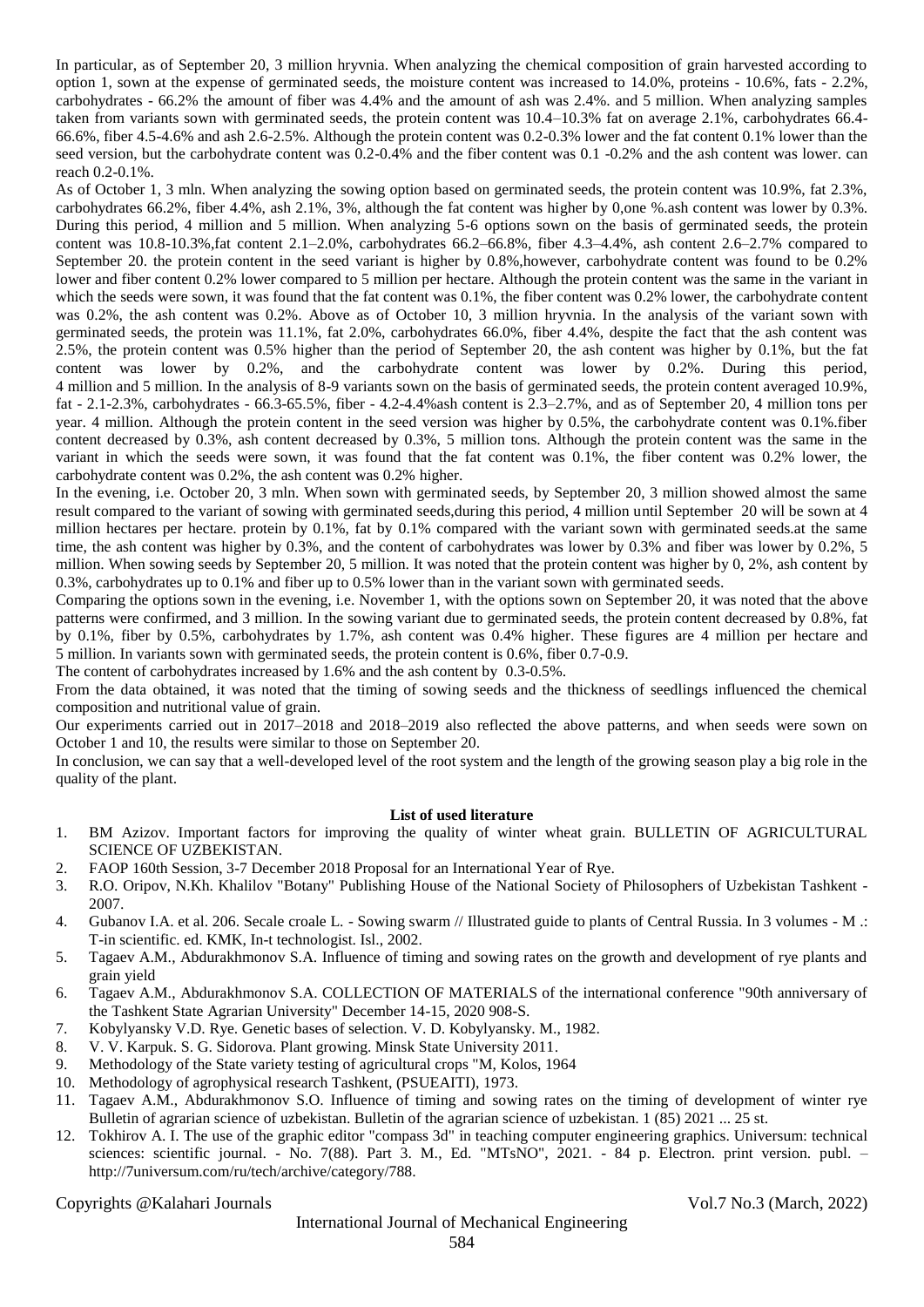In particular, as of September 20, 3 million hryvnia. When analyzing the chemical composition of grain harvested according to option 1, sown at the expense of germinated seeds, the moisture content was increased to 14.0%, proteins - 10.6%, fats - 2.2%, carbohydrates - 66.2% the amount of fiber was 4.4% and the amount of ash was 2.4%. and 5 million. When analyzing samples taken from variants sown with germinated seeds, the protein content was 10.4–10.3% fat on average 2.1%, carbohydrates 66.4-66.6%, fiber 4.5-4.6% and ash 2.6-2.5%. Although the protein content was 0.2-0.3% lower and the fat content 0.1% lower than the seed version, but the carbohydrate content was 0.2-0.4% and the fiber content was 0.1 -0.2% and the ash content was lower. can reach 0.2-0.1%.

As of October 1, 3 mln. When analyzing the sowing option based on germinated seeds, the protein content was 10.9%, fat 2.3%, carbohydrates 66.2%, fiber 4.4%, ash 2.1%, 3%, although the fat content was higher by 0,one %.ash content was lower by 0.3%. During this period, 4 million and 5 million. When analyzing 5-6 options sown on the basis of germinated seeds, the protein content was 10.8-10.3%,fat content 2.1–2.0%, carbohydrates 66.2–66.8%, fiber 4.3–4.4%, ash content 2.6–2.7% compared to September 20. the protein content in the seed variant is higher by 0.8%,however, carbohydrate content was found to be 0.2% lower and fiber content 0.2% lower compared to 5 million per hectare. Although the protein content was the same in the variant in which the seeds were sown, it was found that the fat content was 0.1%, the fiber content was 0.2% lower, the carbohydrate content was 0.2%, the ash content was 0.2%. Above as of October 10, 3 million hryvnia. In the analysis of the variant sown with germinated seeds, the protein was 11.1%, fat 2.0%, carbohydrates 66.0%, fiber 4.4%, despite the fact that the ash content was 2.5%, the protein content was 0.5% higher than the period of September 20, the ash content was higher by 0.1%, but the fat content was lower by 0.2%, and the carbohydrate content was lower by 0.2%. During this period, 4 million and 5 million. In the analysis of 8-9 variants sown on the basis of germinated seeds, the protein content averaged 10.9%, fat - 2.1-2.3%, carbohydrates - 66.3-65.5%, fiber - 4.2-4.4%ash content is 2.3–2.7%, and as of September 20, 4 million tons per year. 4 million. Although the protein content in the seed version was higher by 0.5%, the carbohydrate content was 0.1%.fiber content decreased by 0.3%, ash content decreased by 0.3%, 5 million tons. Although the protein content was the same in the variant in which the seeds were sown, it was found that the fat content was 0.1%, the fiber content was 0.2% lower, the carbohydrate content was 0.2%, the ash content was 0.2% higher.

In the evening, i.e. October 20, 3 mln. When sown with germinated seeds, by September 20, 3 million showed almost the same result compared to the variant of sowing with germinated seeds,during this period, 4 million until September 20 will be sown at 4 million hectares per hectare. protein by 0.1%, fat by 0.1% compared with the variant sown with germinated seeds.at the same time, the ash content was higher by 0.3%, and the content of carbohydrates was lower by 0.3% and fiber was lower by 0.2%, 5 million. When sowing seeds by September 20, 5 million. It was noted that the protein content was higher by 0, 2%, ash content by 0.3%, carbohydrates up to 0.1% and fiber up to 0.5% lower than in the variant sown with germinated seeds.

Comparing the options sown in the evening, i.e. November 1, with the options sown on September 20, it was noted that the above patterns were confirmed, and 3 million. In the sowing variant due to germinated seeds, the protein content decreased by 0.8%, fat by 0.1%, fiber by 0.5%, carbohydrates by 1.7%, ash content was 0.4% higher. These figures are 4 million per hectare and 5 million. In variants sown with germinated seeds, the protein content is 0.6%, fiber 0.7-0.9.

The content of carbohydrates increased by 1.6% and the ash content by 0.3-0.5%.

From the data obtained, it was noted that the timing of sowing seeds and the thickness of seedlings influenced the chemical composition and nutritional value of grain.

Our experiments carried out in 2017–2018 and 2018–2019 also reflected the above patterns, and when seeds were sown on October 1 and 10, the results were similar to those on September 20.

In conclusion, we can say that a well-developed level of the root system and the length of the growing season play a big role in the quality of the plant.

**List of used literature**

1. BM Azizov. Important factors for improving the quality of winter wheat grain. BULLETIN OF AGRICULTURAL SCIENCE OF UZBEKISTAN.
2. FAOP 160th Session, 3-7 December 2018 Proposal for an International Year of Rye.
3. R.O. Oripov, N.Kh. Khalilov "Botany" Publishing House of the National Society of Philosophers of Uzbekistan Tashkent - 2007.
4. Gubanov I.A. et al. 206. Secale croale L. - Sowing swarm // Illustrated guide to plants of Central Russia. In 3 volumes - M .: T-in scientific. ed. KMK, In-t technologist. Isl., 2002.
5. Tagaev A.M., Abdurakhmonov S.A. Influence of timing and sowing rates on the growth and development of rye plants and grain yield
6. Tagaev A.M., Abdurakhmonov S.A. COLLECTION OF MATERIALS of the international conference "90th anniversary of the Tashkent State Agrarian University" December 14-15, 2020 908-S.
7. Kobylyansky V.D. Rye. Genetic bases of selection. V. D. Kobylyansky. M., 1982.
8. V. V. Karpuk. S. G. Sidorova. Plant growing. Minsk State University 2011.
9. Methodology of the State variety testing of agricultural crops "M, Kolos, 1964
10. Methodology of agrophysical research Tashkent, (PSUEAITI), 1973.
11. Tagaev A.M., Abdurakhmonov S.O. Influence of timing and sowing rates on the timing of development of winter rye Bulletin of agrarian science of uzbekistan. Bulletin of the agrarian science of uzbekistan. 1 (85) 2021 ... 25 st.
12. Tokhirov A. I. The use of the graphic editor "compass 3d" in teaching computer engineering graphics. Universum: technical sciences: scientific journal. - No. 7(88). Part 3. M., Ed. "MTsNO", 2021. - 84 p. Electron. print version. publ. – http://7universum.com/ru/tech/archive/category/788.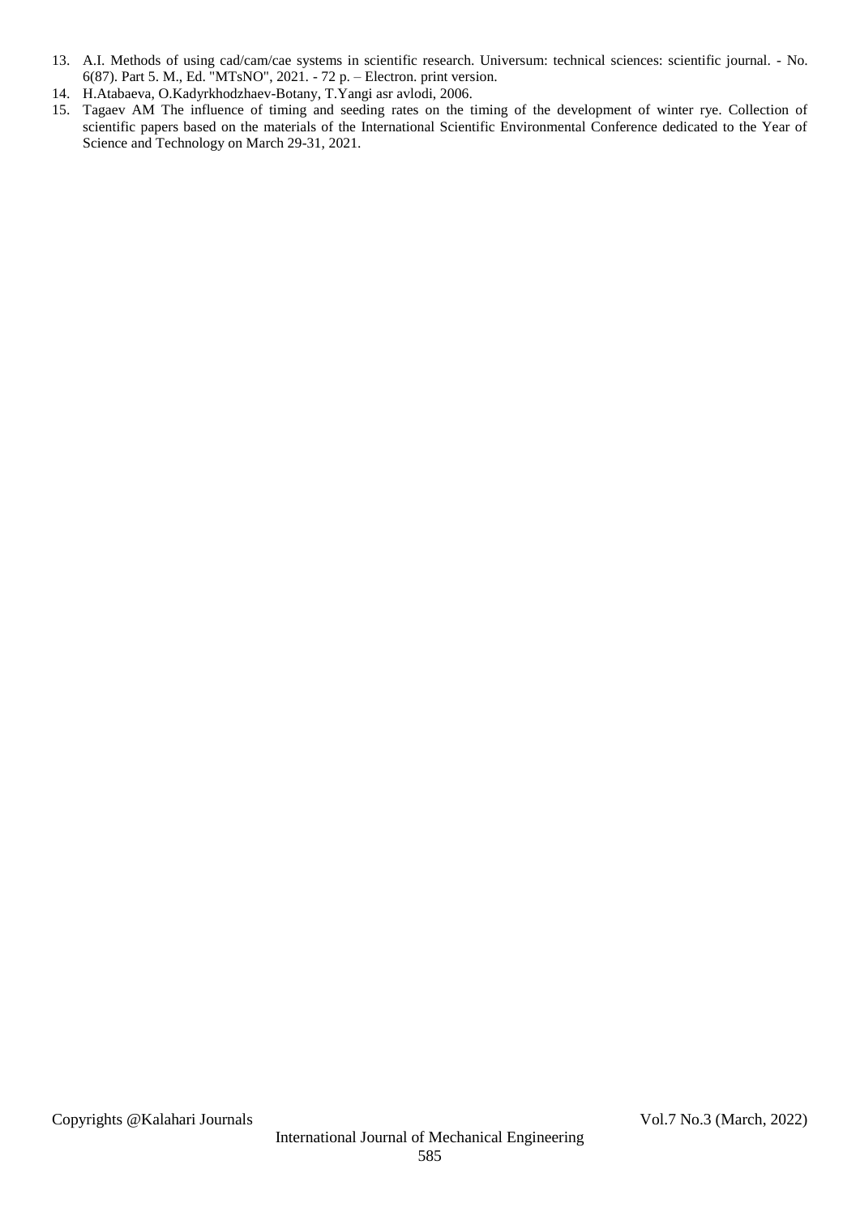13. A.I. Methods of using cad/cam/cae systems in scientific research. Universum: technical sciences: scientific journal. - No. 6(87). Part 5. M., Ed. "MTsNO", 2021. - 72 p. – Electron. print version.
14. H.Atabaeva, O.Kadyrkhodzhaev-Botany, T.Yangi asr avlodi, 2006.
15. Tagaev AM The influence of timing and seeding rates on the timing of the development of winter rye. Collection of scientific papers based on the materials of the International Scientific Environmental Conference dedicated to the Year of Science and Technology on March 29-31, 2021.